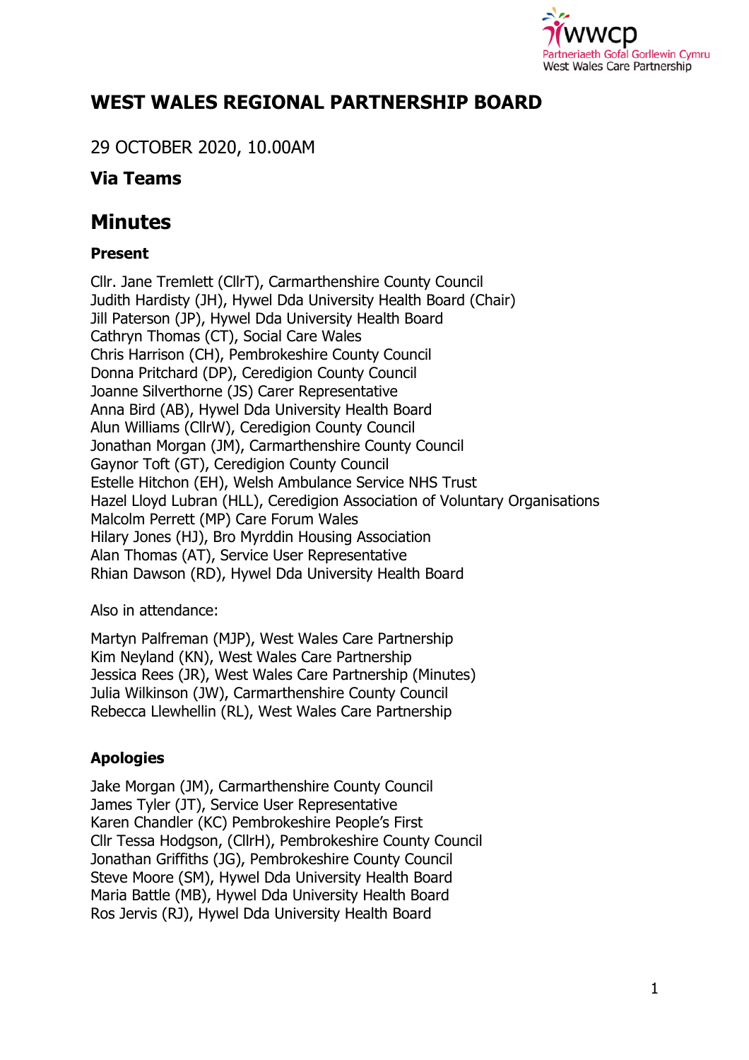# WEST WALES REGIONAL PARTNERSHIP BOARD

29 OCTOBER 2020, 10.00AM

### Via Teams

## Minutes

### Present

Cllr. Jane Tremlett (CllrT), Carmarthenshire County Council
Judith Hardisty (JH), Hywel Dda University Health Board (Chair)
Jill Paterson (JP), Hywel Dda University Health Board
Cathryn Thomas (CT), Social Care Wales
Chris Harrison (CH), Pembrokeshire County Council
Donna Pritchard (DP), Ceredigion County Council
Joanne Silverthorne (JS) Carer Representative
Anna Bird (AB), Hywel Dda University Health Board
Alun Williams (CllrW), Ceredigion County Council
Jonathan Morgan (JM), Carmarthenshire County Council
Gaynor Toft (GT), Ceredigion County Council
Estelle Hitchon (EH), Welsh Ambulance Service NHS Trust
Hazel Lloyd Lubran (HLL), Ceredigion Association of Voluntary Organisations
Malcolm Perrett (MP) Care Forum Wales
Hilary Jones (HJ), Bro Myrddin Housing Association
Alan Thomas (AT), Service User Representative
Rhian Dawson (RD), Hywel Dda University Health Board

Also in attendance:

Martyn Palfreman (MJP), West Wales Care Partnership
Kim Neyland (KN), West Wales Care Partnership
Jessica Rees (JR), West Wales Care Partnership (Minutes)
Julia Wilkinson (JW), Carmarthenshire County Council
Rebecca Llewhellin (RL), West Wales Care Partnership

### Apologies

Jake Morgan (JM), Carmarthenshire County Council
James Tyler (JT), Service User Representative
Karen Chandler (KC) Pembrokeshire People's First
Cllr Tessa Hodgson, (CllrH), Pembrokeshire County Council
Jonathan Griffiths (JG), Pembrokeshire County Council
Steve Moore (SM), Hywel Dda University Health Board
Maria Battle (MB), Hywel Dda University Health Board
Ros Jervis (RJ), Hywel Dda University Health Board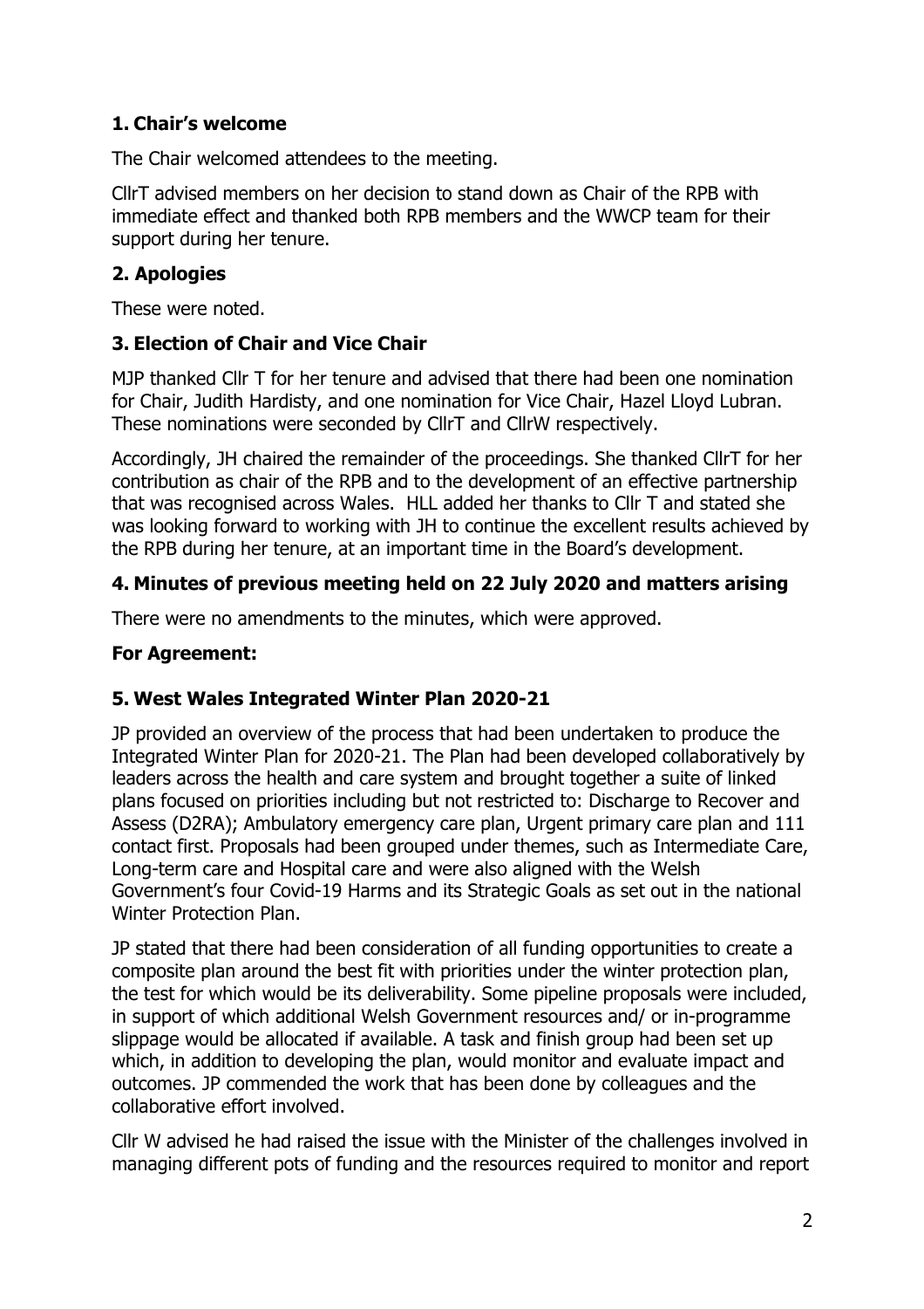## 1. Chair's welcome

The Chair welcomed attendees to the meeting.

CllrT advised members on her decision to stand down as Chair of the RPB with immediate effect and thanked both RPB members and the WWCP team for their support during her tenure.

## 2. Apologies

These were noted.

## 3. Election of Chair and Vice Chair

MJP thanked Cllr T for her tenure and advised that there had been one nomination for Chair, Judith Hardisty, and one nomination for Vice Chair, Hazel Lloyd Lubran. These nominations were seconded by CllrT and CllrW respectively.

Accordingly, JH chaired the remainder of the proceedings. She thanked CllrT for her contribution as chair of the RPB and to the development of an effective partnership that was recognised across Wales. HLL added her thanks to Cllr T and stated she was looking forward to working with JH to continue the excellent results achieved by the RPB during her tenure, at an important time in the Board's development.

## 4. Minutes of previous meeting held on 22 July 2020 and matters arising

There were no amendments to the minutes, which were approved.

**For Agreement:**

## 5. West Wales Integrated Winter Plan 2020-21

JP provided an overview of the process that had been undertaken to produce the Integrated Winter Plan for 2020-21. The Plan had been developed collaboratively by leaders across the health and care system and brought together a suite of linked plans focused on priorities including but not restricted to: Discharge to Recover and Assess (D2RA); Ambulatory emergency care plan, Urgent primary care plan and 111 contact first. Proposals had been grouped under themes, such as Intermediate Care, Long-term care and Hospital care and were also aligned with the Welsh Government's four Covid-19 Harms and its Strategic Goals as set out in the national Winter Protection Plan.

JP stated that there had been consideration of all funding opportunities to create a composite plan around the best fit with priorities under the winter protection plan, the test for which would be its deliverability. Some pipeline proposals were included, in support of which additional Welsh Government resources and/ or in-programme slippage would be allocated if available. A task and finish group had been set up which, in addition to developing the plan, would monitor and evaluate impact and outcomes. JP commended the work that has been done by colleagues and the collaborative effort involved.

Cllr W advised he had raised the issue with the Minister of the challenges involved in managing different pots of funding and the resources required to monitor and report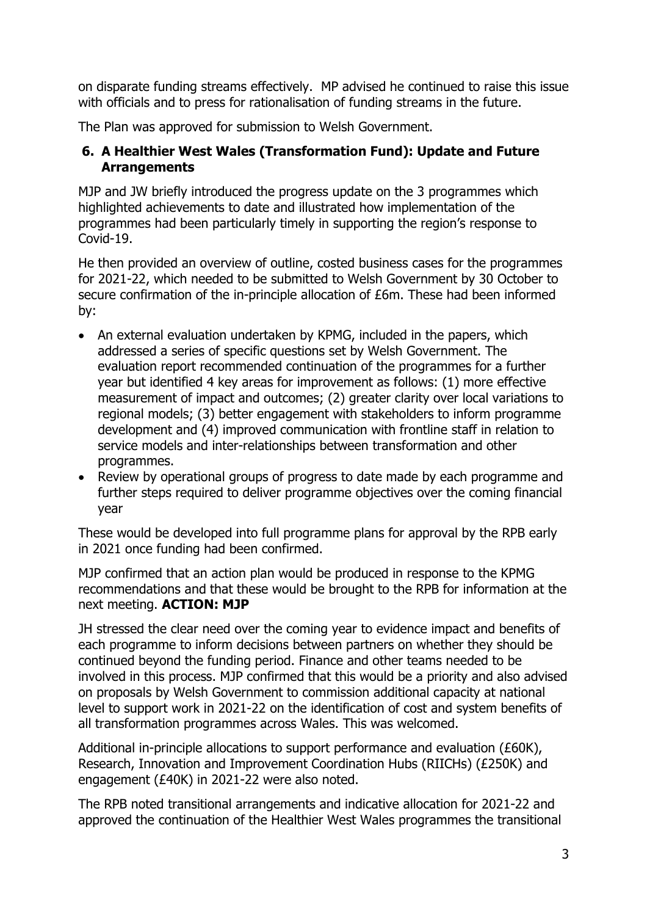on disparate funding streams effectively. MP advised he continued to raise this issue with officials and to press for rationalisation of funding streams in the future.

The Plan was approved for submission to Welsh Government.

### 6. A Healthier West Wales (Transformation Fund): Update and Future Arrangements

MJP and JW briefly introduced the progress update on the 3 programmes which highlighted achievements to date and illustrated how implementation of the programmes had been particularly timely in supporting the region's response to Covid-19.

He then provided an overview of outline, costed business cases for the programmes for 2021-22, which needed to be submitted to Welsh Government by 30 October to secure confirmation of the in-principle allocation of £6m. These had been informed by:

- An external evaluation undertaken by KPMG, included in the papers, which addressed a series of specific questions set by Welsh Government. The evaluation report recommended continuation of the programmes for a further year but identified 4 key areas for improvement as follows: (1) more effective measurement of impact and outcomes; (2) greater clarity over local variations to regional models; (3) better engagement with stakeholders to inform programme development and (4) improved communication with frontline staff in relation to service models and inter-relationships between transformation and other programmes.
- Review by operational groups of progress to date made by each programme and further steps required to deliver programme objectives over the coming financial year

These would be developed into full programme plans for approval by the RPB early in 2021 once funding had been confirmed.

MJP confirmed that an action plan would be produced in response to the KPMG recommendations and that these would be brought to the RPB for information at the next meeting. **ACTION: MJP**

JH stressed the clear need over the coming year to evidence impact and benefits of each programme to inform decisions between partners on whether they should be continued beyond the funding period. Finance and other teams needed to be involved in this process. MJP confirmed that this would be a priority and also advised on proposals by Welsh Government to commission additional capacity at national level to support work in 2021-22 on the identification of cost and system benefits of all transformation programmes across Wales. This was welcomed.

Additional in-principle allocations to support performance and evaluation (£60K), Research, Innovation and Improvement Coordination Hubs (RIICHs) (£250K) and engagement (£40K) in 2021-22 were also noted.

The RPB noted transitional arrangements and indicative allocation for 2021-22 and approved the continuation of the Healthier West Wales programmes the transitional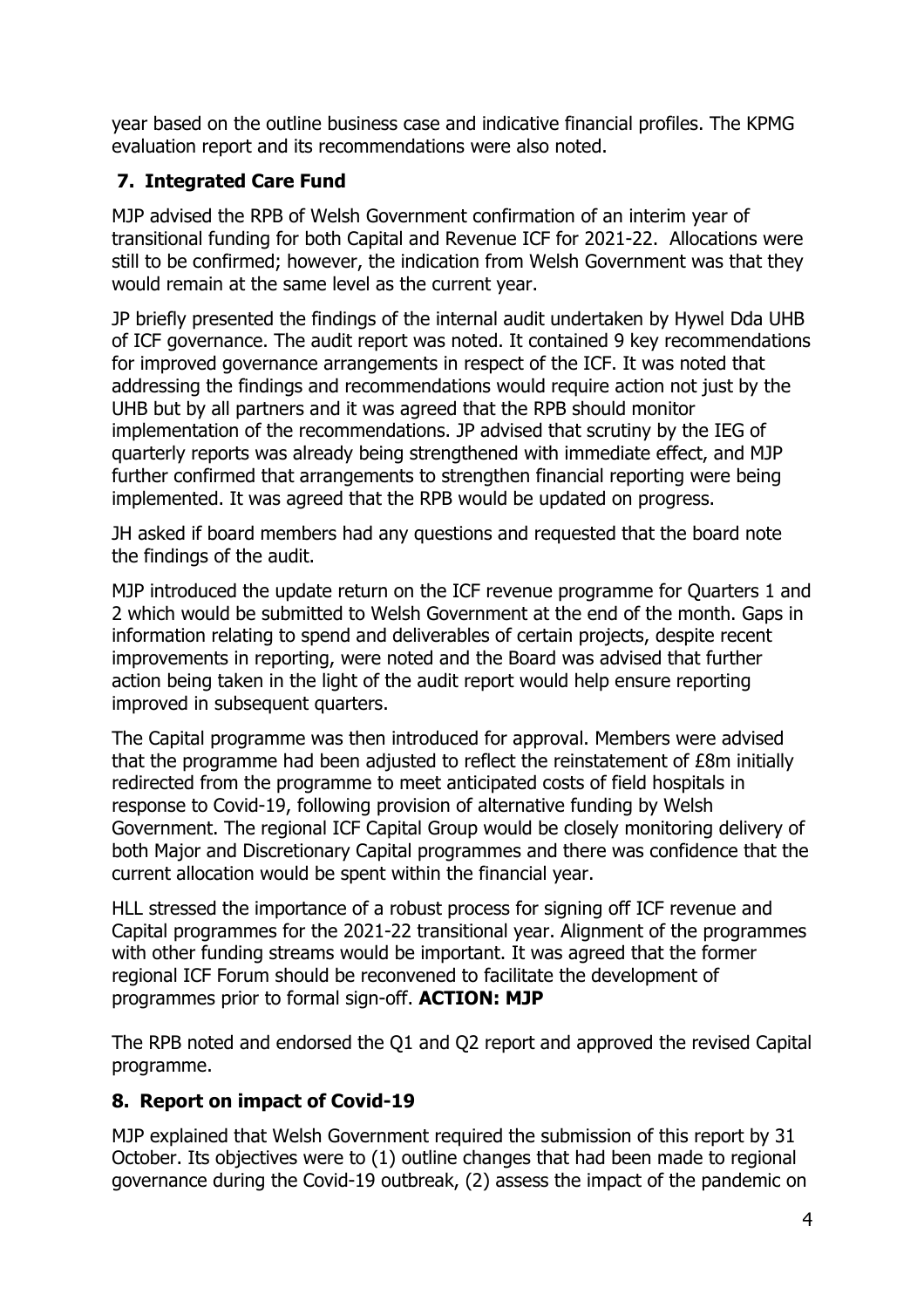year based on the outline business case and indicative financial profiles. The KPMG evaluation report and its recommendations were also noted.

## 7. Integrated Care Fund

MJP advised the RPB of Welsh Government confirmation of an interim year of transitional funding for both Capital and Revenue ICF for 2021-22. Allocations were still to be confirmed; however, the indication from Welsh Government was that they would remain at the same level as the current year.

JP briefly presented the findings of the internal audit undertaken by Hywel Dda UHB of ICF governance. The audit report was noted. It contained 9 key recommendations for improved governance arrangements in respect of the ICF. It was noted that addressing the findings and recommendations would require action not just by the UHB but by all partners and it was agreed that the RPB should monitor implementation of the recommendations. JP advised that scrutiny by the IEG of quarterly reports was already being strengthened with immediate effect, and MJP further confirmed that arrangements to strengthen financial reporting were being implemented. It was agreed that the RPB would be updated on progress.

JH asked if board members had any questions and requested that the board note the findings of the audit.

MJP introduced the update return on the ICF revenue programme for Quarters 1 and 2 which would be submitted to Welsh Government at the end of the month. Gaps in information relating to spend and deliverables of certain projects, despite recent improvements in reporting, were noted and the Board was advised that further action being taken in the light of the audit report would help ensure reporting improved in subsequent quarters.

The Capital programme was then introduced for approval. Members were advised that the programme had been adjusted to reflect the reinstatement of £8m initially redirected from the programme to meet anticipated costs of field hospitals in response to Covid-19, following provision of alternative funding by Welsh Government. The regional ICF Capital Group would be closely monitoring delivery of both Major and Discretionary Capital programmes and there was confidence that the current allocation would be spent within the financial year.

HLL stressed the importance of a robust process for signing off ICF revenue and Capital programmes for the 2021-22 transitional year. Alignment of the programmes with other funding streams would be important. It was agreed that the former regional ICF Forum should be reconvened to facilitate the development of programmes prior to formal sign-off. **ACTION: MJP**

The RPB noted and endorsed the Q1 and Q2 report and approved the revised Capital programme.

## 8. Report on impact of Covid-19

MJP explained that Welsh Government required the submission of this report by 31 October. Its objectives were to (1) outline changes that had been made to regional governance during the Covid-19 outbreak, (2) assess the impact of the pandemic on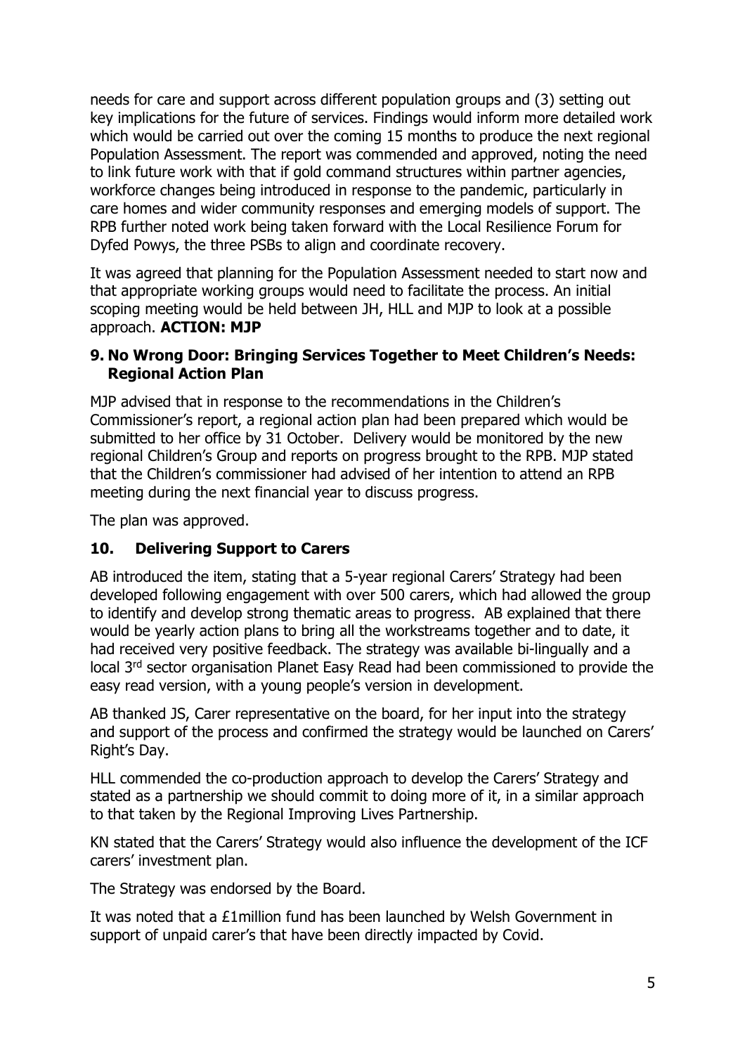needs for care and support across different population groups and (3) setting out key implications for the future of services. Findings would inform more detailed work which would be carried out over the coming 15 months to produce the next regional Population Assessment. The report was commended and approved, noting the need to link future work with that if gold command structures within partner agencies, workforce changes being introduced in response to the pandemic, particularly in care homes and wider community responses and emerging models of support. The RPB further noted work being taken forward with the Local Resilience Forum for Dyfed Powys, the three PSBs to align and coordinate recovery.

It was agreed that planning for the Population Assessment needed to start now and that appropriate working groups would need to facilitate the process. An initial scoping meeting would be held between JH, HLL and MJP to look at a possible approach. **ACTION: MJP**

## 9. No Wrong Door: Bringing Services Together to Meet Children's Needs: Regional Action Plan

MJP advised that in response to the recommendations in the Children's Commissioner's report, a regional action plan had been prepared which would be submitted to her office by 31 October. Delivery would be monitored by the new regional Children's Group and reports on progress brought to the RPB. MJP stated that the Children's commissioner had advised of her intention to attend an RPB meeting during the next financial year to discuss progress.

The plan was approved.

## 10. Delivering Support to Carers

AB introduced the item, stating that a 5-year regional Carers' Strategy had been developed following engagement with over 500 carers, which had allowed the group to identify and develop strong thematic areas to progress. AB explained that there would be yearly action plans to bring all the workstreams together and to date, it had received very positive feedback. The strategy was available bi-lingually and a local 3rd sector organisation Planet Easy Read had been commissioned to provide the easy read version, with a young people's version in development.

AB thanked JS, Carer representative on the board, for her input into the strategy and support of the process and confirmed the strategy would be launched on Carers' Right's Day.

HLL commended the co-production approach to develop the Carers' Strategy and stated as a partnership we should commit to doing more of it, in a similar approach to that taken by the Regional Improving Lives Partnership.

KN stated that the Carers' Strategy would also influence the development of the ICF carers' investment plan.

The Strategy was endorsed by the Board.

It was noted that a £1million fund has been launched by Welsh Government in support of unpaid carer's that have been directly impacted by Covid.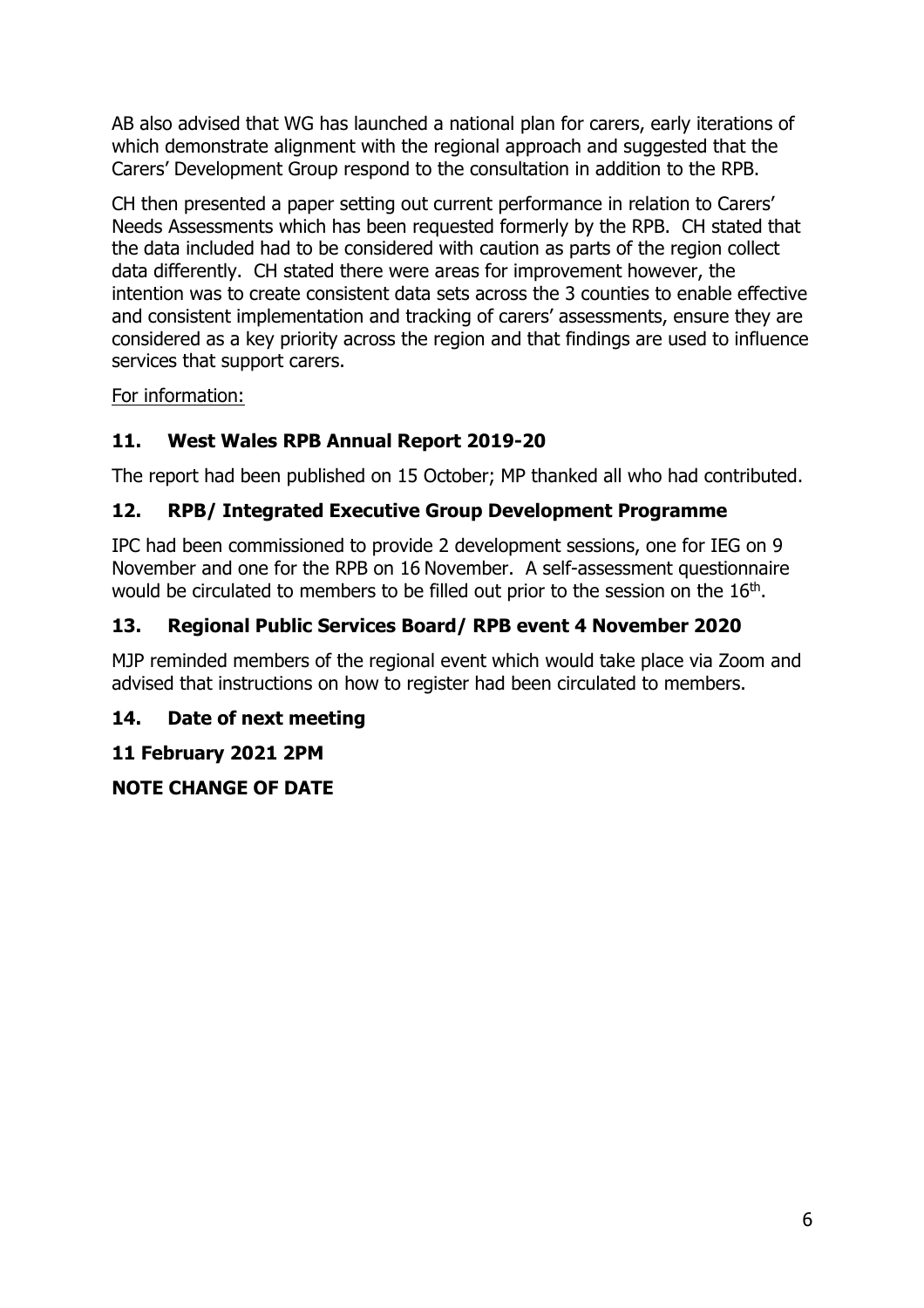AB also advised that WG has launched a national plan for carers, early iterations of which demonstrate alignment with the regional approach and suggested that the Carers' Development Group respond to the consultation in addition to the RPB.

CH then presented a paper setting out current performance in relation to Carers' Needs Assessments which has been requested formerly by the RPB. CH stated that the data included had to be considered with caution as parts of the region collect data differently. CH stated there were areas for improvement however, the intention was to create consistent data sets across the 3 counties to enable effective and consistent implementation and tracking of carers' assessments, ensure they are considered as a key priority across the region and that findings are used to influence services that support carers.

For information:

## 11. West Wales RPB Annual Report 2019-20

The report had been published on 15 October; MP thanked all who had contributed.

## 12. RPB/ Integrated Executive Group Development Programme

IPC had been commissioned to provide 2 development sessions, one for IEG on 9 November and one for the RPB on 16 November. A self-assessment questionnaire would be circulated to members to be filled out prior to the session on the 16th.

## 13. Regional Public Services Board/ RPB event 4 November 2020

MJP reminded members of the regional event which would take place via Zoom and advised that instructions on how to register had been circulated to members.

## 14. Date of next meeting

**11 February 2021 2PM**

**NOTE CHANGE OF DATE**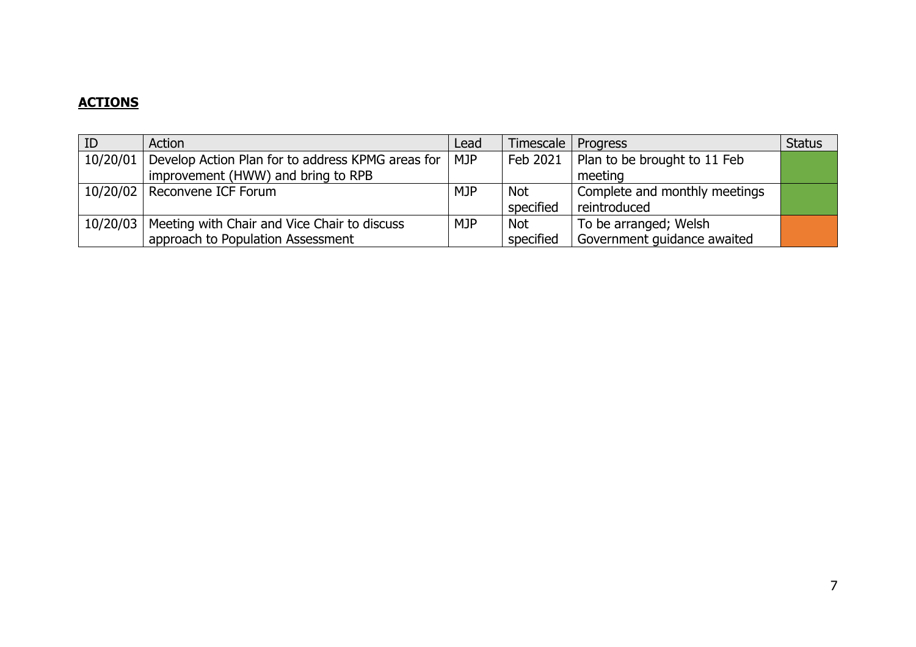**ACTIONS**

| ID | Action | Lead | Timescale | Progress | Status |
|---|---|---|---|---|---|
| 10/20/01 | Develop Action Plan for to address KPMG areas for improvement (HWW) and bring to RPB | MJP | Feb 2021 | Plan to be brought to 11 Feb meeting | |
| 10/20/02 | Reconvene ICF Forum | MJP | Not specified | Complete and monthly meetings reintroduced | |
| 10/20/03 | Meeting with Chair and Vice Chair to discuss approach to Population Assessment | MJP | Not specified | To be arranged; Welsh Government guidance awaited | |